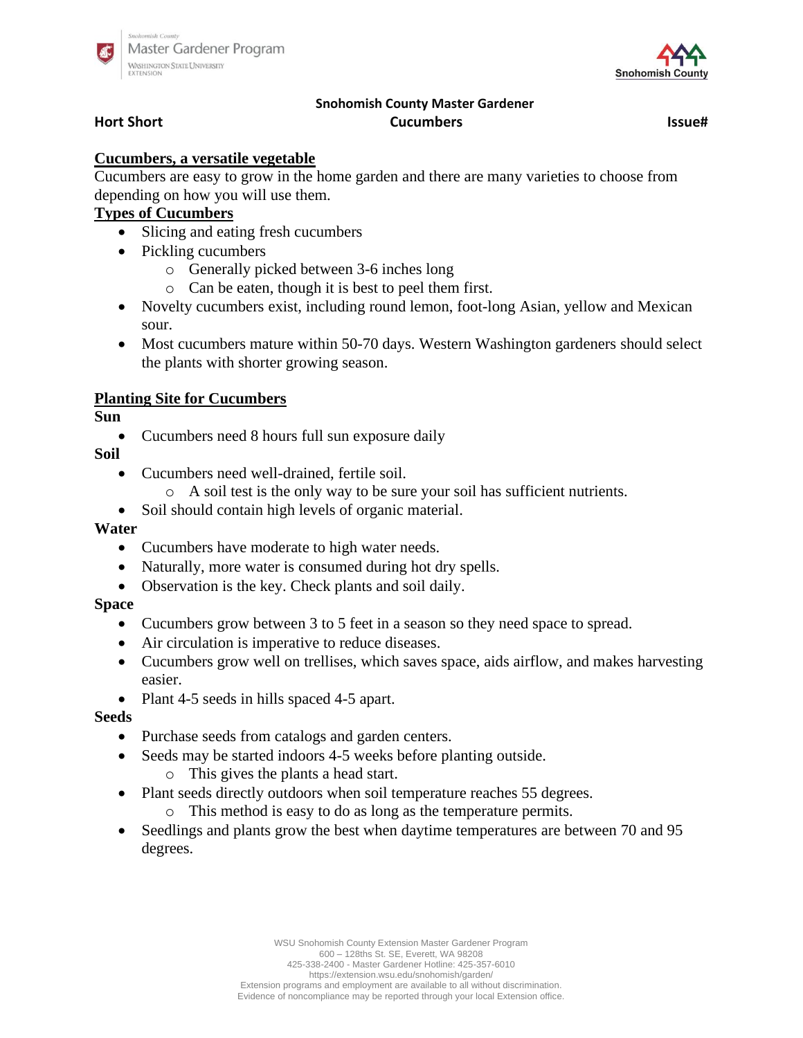Snohomish County Master Gardener Program
Washington State University Extension

Snohomish County

**Snohomish County Master Gardener**

**Hort Short** **Cucumbers** **Issue#**

## Cucumbers, a versatile vegetable

Cucumbers are easy to grow in the home garden and there are many varieties to choose from depending on how you will use them.

## Types of Cucumbers

- Slicing and eating fresh cucumbers
- Pickling cucumbers
  - Generally picked between 3-6 inches long
  - Can be eaten, though it is best to peel them first.
- Novelty cucumbers exist, including round lemon, foot-long Asian, yellow and Mexican sour.
- Most cucumbers mature within 50-70 days. Western Washington gardeners should select the plants with shorter growing season.

## Planting Site for Cucumbers

### Sun

- Cucumbers need 8 hours full sun exposure daily

### Soil

- Cucumbers need well-drained, fertile soil.
  - A soil test is the only way to be sure your soil has sufficient nutrients.
- Soil should contain high levels of organic material.

### Water

- Cucumbers have moderate to high water needs.
- Naturally, more water is consumed during hot dry spells.
- Observation is the key. Check plants and soil daily.

### Space

- Cucumbers grow between 3 to 5 feet in a season so they need space to spread.
- Air circulation is imperative to reduce diseases.
- Cucumbers grow well on trellises, which saves space, aids airflow, and makes harvesting easier.
- Plant 4-5 seeds in hills spaced 4-5 apart.

### Seeds

- Purchase seeds from catalogs and garden centers.
- Seeds may be started indoors 4-5 weeks before planting outside.
  - This gives the plants a head start.
- Plant seeds directly outdoors when soil temperature reaches 55 degrees.
  - This method is easy to do as long as the temperature permits.
- Seedlings and plants grow the best when daytime temperatures are between 70 and 95 degrees.

WSU Snohomish County Extension Master Gardener Program
600 – 128ths St. SE, Everett, WA 98208
425-338-2400 - Master Gardener Hotline: 425-357-6010
https://extension.wsu.edu/snohomish/garden/
Extension programs and employment are available to all without discrimination.
Evidence of noncompliance may be reported through your local Extension office.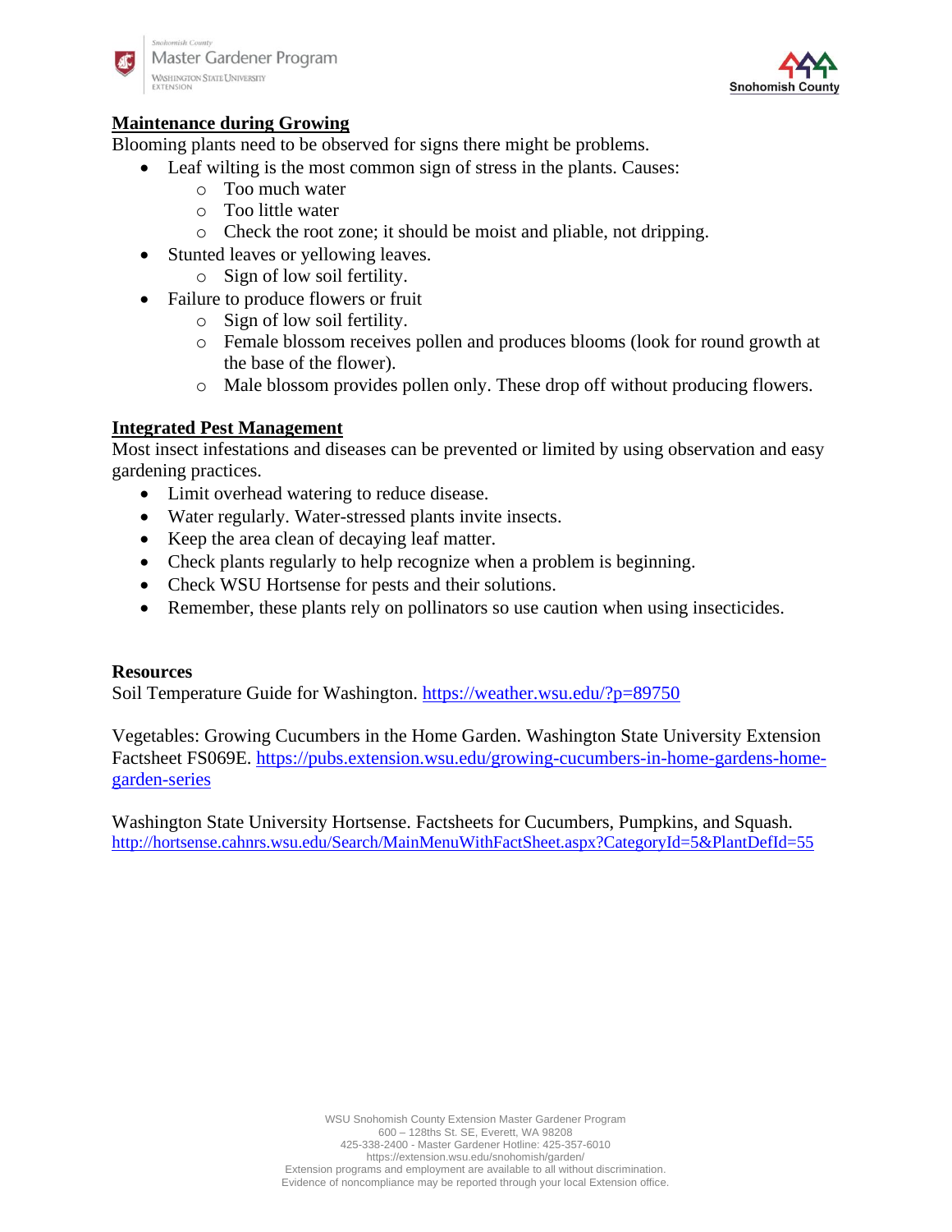## Maintenance during Growing

Blooming plants need to be observed for signs there might be problems.

- Leaf wilting is the most common sign of stress in the plants. Causes:
  - Too much water
  - Too little water
  - Check the root zone; it should be moist and pliable, not dripping.
- Stunted leaves or yellowing leaves.
  - Sign of low soil fertility.
- Failure to produce flowers or fruit
  - Sign of low soil fertility.
  - Female blossom receives pollen and produces blooms (look for round growth at the base of the flower).
  - Male blossom provides pollen only. These drop off without producing flowers.

## Integrated Pest Management

Most insect infestations and diseases can be prevented or limited by using observation and easy gardening practices.

- Limit overhead watering to reduce disease.
- Water regularly. Water-stressed plants invite insects.
- Keep the area clean of decaying leaf matter.
- Check plants regularly to help recognize when a problem is beginning.
- Check WSU Hortsense for pests and their solutions.
- Remember, these plants rely on pollinators so use caution when using insecticides.

### Resources

Soil Temperature Guide for Washington. https://weather.wsu.edu/?p=89750

Vegetables: Growing Cucumbers in the Home Garden. Washington State University Extension Factsheet FS069E. https://pubs.extension.wsu.edu/growing-cucumbers-in-home-gardens-home-garden-series

Washington State University Hortsense. Factsheets for Cucumbers, Pumpkins, and Squash. http://hortsense.cahnrs.wsu.edu/Search/MainMenuWithFactSheet.aspx?CategoryId=5&PlantDefId=55